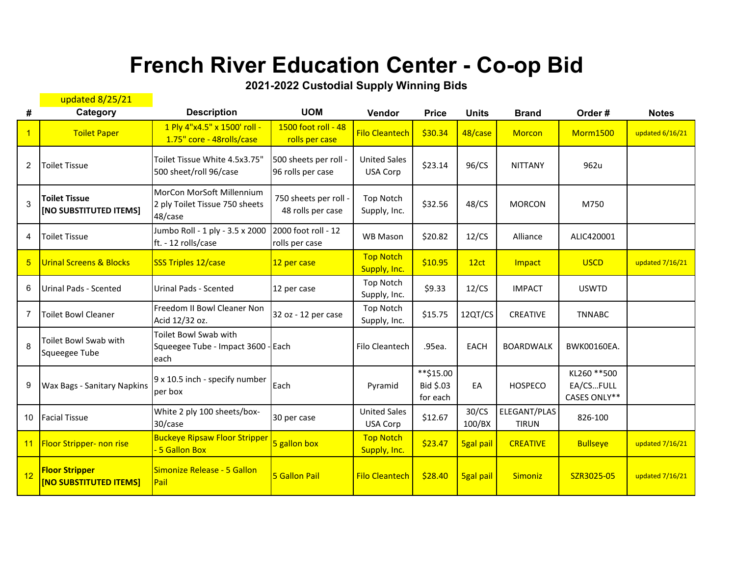# French River Education Center - Co-op Bid

## 2021-2022 Custodial Supply Winning Bids

updated 8/25/21

| # | Category | Description | UOM | Vendor | Price | Units | Brand | Order # | Notes |
|---|---|---|---|---|---|---|---|---|---|
| 1 | Toilet Paper | 1 Ply 4"x4.5" x 1500' roll - 1.75" core - 48rolls/case | 1500 foot roll - 48 rolls per case | Filo Cleantech | $30.34 | 48/case | Morcon | Morm1500 | updated 6/16/21 |
| 2 | Toilet Tissue | Toilet Tissue White 4.5x3.75" 500 sheet/roll 96/case | 500 sheets per roll - 96 rolls per case | United Sales USA Corp | $23.14 | 96/CS | NITTANY | 962u | |
| 3 | **Toilet Tissue [NO SUBSTITUTED ITEMS]** | MorCon MorSoft Millennium 2 ply Toilet Tissue 750 sheets 48/case | 750 sheets per roll - 48 rolls per case | Top Notch Supply, Inc. | $32.56 | 48/CS | MORCON | M750 | |
| 4 | Toilet Tissue | Jumbo Roll - 1 ply - 3.5 x 2000 ft. - 12 rolls/case | 2000 foot roll - 12 rolls per case | WB Mason | $20.82 | 12/CS | Alliance | ALIC420001 | |
| 5 | Urinal Screens & Blocks | SSS Triples 12/case | 12 per case | Top Notch Supply, Inc. | $10.95 | 12ct | Impact | USCD | updated 7/16/21 |
| 6 | Urinal Pads - Scented | Urinal Pads - Scented | 12 per case | Top Notch Supply, Inc. | $9.33 | 12/CS | IMPACT | USWTD | |
| 7 | Toilet Bowl Cleaner | Freedom II Bowl Cleaner Non Acid 12/32 oz. | 32 oz - 12 per case | Top Notch Supply, Inc. | $15.75 | 12QT/CS | CREATIVE | TNNABC | |
| 8 | Toilet Bowl Swab with Squeegee Tube | Toilet Bowl Swab with Squeegee Tube - Impact 3600 - each | Each | Filo Cleantech | .95ea. | EACH | BOARDWALK | BWK00160EA. | |
| 9 | Wax Bags - Sanitary Napkins | 9 x 10.5 inch - specify number per box | Each | Pyramid | **$15.00 Bid $.03 for each | EA | HOSPECO | KL260 **500 EA/CS...FULL CASES ONLY** | |
| 10 | Facial Tissue | White 2 ply 100 sheets/box-30/case | 30 per case | United Sales USA Corp | $12.67 | 30/CS 100/BX | ELEGANT/PLAS TIRUN | 826-100 | |
| 11 | Floor Stripper- non rise | Buckeye Ripsaw Floor Stripper - 5 Gallon Box | 5 gallon box | Top Notch Supply, Inc. | $23.47 | 5gal pail | CREATIVE | Bullseye | updated 7/16/21 |
| 12 | **Floor Stripper [NO SUBSTITUTED ITEMS]** | Simonize Release - 5 Gallon Pail | 5 Gallon Pail | Filo Cleantech | $28.40 | 5gal pail | Simoniz | SZR3025-05 | updated 7/16/21 |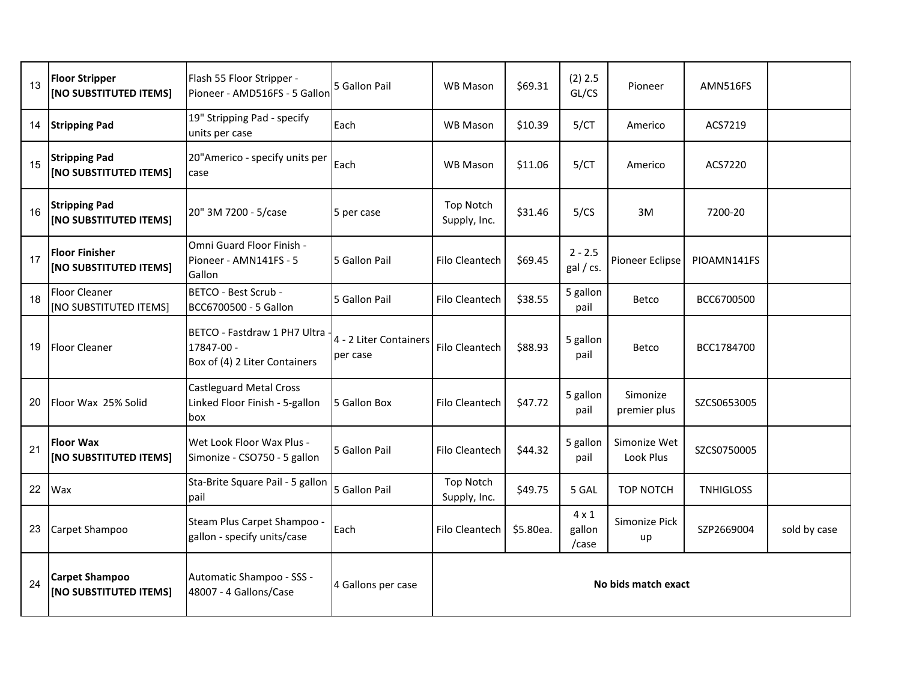| 13 | **Floor Stripper [NO SUBSTITUTED ITEMS]** | Flash 55 Floor Stripper - Pioneer - AMD516FS - 5 Gallon | 5 Gallon Pail | WB Mason | $69.31 | (2) 2.5 GL/CS | Pioneer | AMN516FS | |
|---|---|---|---|---|---|---|---|---|---|
| 14 | **Stripping Pad** | 19" Stripping Pad - specify units per case | Each | WB Mason | $10.39 | 5/CT | Americo | ACS7219 | |
| 15 | **Stripping Pad [NO SUBSTITUTED ITEMS]** | 20"Americo - specify units per case | Each | WB Mason | $11.06 | 5/CT | Americo | ACS7220 | |
| 16 | **Stripping Pad [NO SUBSTITUTED ITEMS]** | 20" 3M 7200 - 5/case | 5 per case | Top Notch Supply, Inc. | $31.46 | 5/CS | 3M | 7200-20 | |
| 17 | **Floor Finisher [NO SUBSTITUTED ITEMS]** | Omni Guard Floor Finish - Pioneer - AMN141FS - 5 Gallon | 5 Gallon Pail | Filo Cleantech | $69.45 | 2 - 2.5 gal / cs. | Pioneer Eclipse | PIOAMN141FS | |
| 18 | Floor Cleaner [NO SUBSTITUTED ITEMS] | BETCO - Best Scrub - BCC6700500 - 5 Gallon | 5 Gallon Pail | Filo Cleantech | $38.55 | 5 gallon pail | Betco | BCC6700500 | |
| 19 | Floor Cleaner | BETCO - Fastdraw 1 PH7 Ultra - 17847-00 - Box of (4) 2 Liter Containers | 4 - 2 Liter Containers per case | Filo Cleantech | $88.93 | 5 gallon pail | Betco | BCC1784700 | |
| 20 | Floor Wax 25% Solid | Castleguard Metal Cross Linked Floor Finish - 5-gallon box | 5 Gallon Box | Filo Cleantech | $47.72 | 5 gallon pail | Simonize premier plus | SZCS0653005 | |
| 21 | **Floor Wax [NO SUBSTITUTED ITEMS]** | Wet Look Floor Wax Plus - Simonize - CSO750 - 5 gallon | 5 Gallon Pail | Filo Cleantech | $44.32 | 5 gallon pail | Simonize Wet Look Plus | SZCS0750005 | |
| 22 | Wax | Sta-Brite Square Pail - 5 gallon pail | 5 Gallon Pail | Top Notch Supply, Inc. | $49.75 | 5 GAL | TOP NOTCH | TNHIGLOSS | |
| 23 | Carpet Shampoo | Steam Plus Carpet Shampoo - gallon - specify units/case | Each | Filo Cleantech | $5.80ea. | 4 x 1 gallon /case | Simonize Pick up | SZP2669004 | sold by case |
| 24 | **Carpet Shampoo [NO SUBSTITUTED ITEMS]** | Automatic Shampoo - SSS - 48007 - 4 Gallons/Case | 4 Gallons per case | **No bids match exact** | | | | | |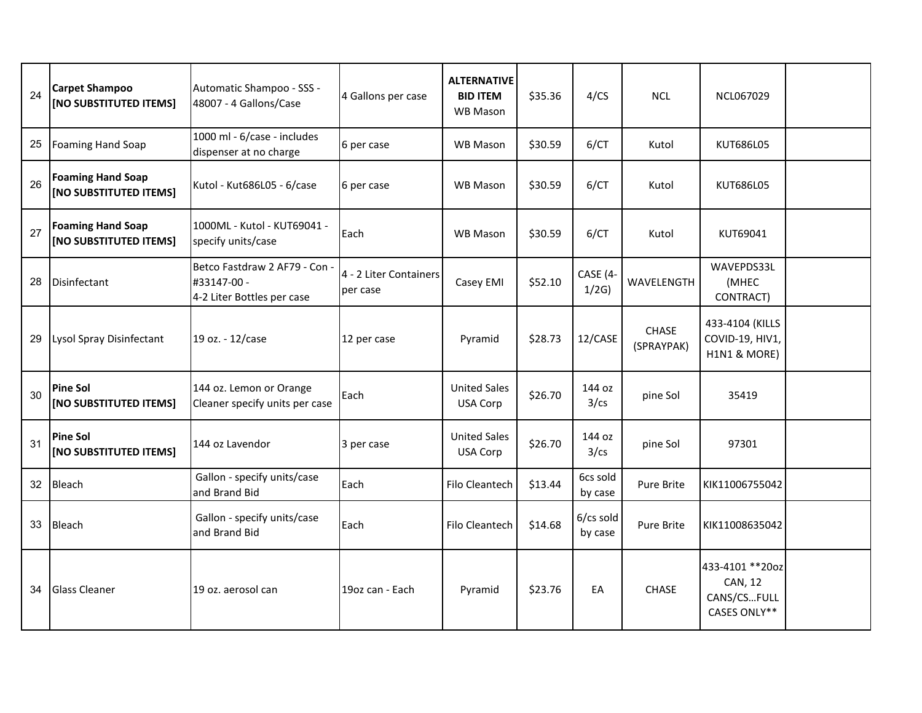| 24 | **Carpet Shampoo [NO SUBSTITUTED ITEMS]** | Automatic Shampoo - SSS - 48007 - 4 Gallons/Case | 4 Gallons per case | **ALTERNATIVE BID ITEM** WB Mason | $35.36 | 4/CS | NCL | NCL067029 | |
|---|---|---|---|---|---|---|---|---|---|
| 25 | Foaming Hand Soap | 1000 ml - 6/case - includes dispenser at no charge | 6 per case | WB Mason | $30.59 | 6/CT | Kutol | KUT686L05 | |
| 26 | **Foaming Hand Soap [NO SUBSTITUTED ITEMS]** | Kutol - Kut686L05 - 6/case | 6 per case | WB Mason | $30.59 | 6/CT | Kutol | KUT686L05 | |
| 27 | **Foaming Hand Soap [NO SUBSTITUTED ITEMS]** | 1000ML - Kutol - KUT69041 - specify units/case | Each | WB Mason | $30.59 | 6/CT | Kutol | KUT69041 | |
| 28 | Disinfectant | Betco Fastdraw 2 AF79 - Con - #33147-00 - 4-2 Liter Bottles per case | 4 - 2 Liter Containers per case | Casey EMI | $52.10 | CASE (4-1/2G) | WAVELENGTH | WAVEPDS33L (MHEC CONTRACT) | |
| 29 | Lysol Spray Disinfectant | 19 oz. - 12/case | 12 per case | Pyramid | $28.73 | 12/CASE | CHASE (SPRAYPAK) | 433-4104 (KILLS COVID-19, HIV1, H1N1 & MORE) | |
| 30 | **Pine Sol [NO SUBSTITUTED ITEMS]** | 144 oz. Lemon or Orange Cleaner specify units per case | Each | United Sales USA Corp | $26.70 | 144 oz 3/cs | pine Sol | 35419 | |
| 31 | **Pine Sol [NO SUBSTITUTED ITEMS]** | 144 oz Lavendor | 3 per case | United Sales USA Corp | $26.70 | 144 oz 3/cs | pine Sol | 97301 | |
| 32 | Bleach | Gallon - specify units/case and Brand Bid | Each | Filo Cleantech | $13.44 | 6cs sold by case | Pure Brite | KIK11006755042 | |
| 33 | Bleach | Gallon - specify units/case and Brand Bid | Each | Filo Cleantech | $14.68 | 6/cs sold by case | Pure Brite | KIK11008635042 | |
| 34 | Glass Cleaner | 19 oz. aerosol can | 19oz can - Each | Pyramid | $23.76 | EA | CHASE | 433-4101 **20oz CAN, 12 CANS/CS…FULL CASES ONLY** | |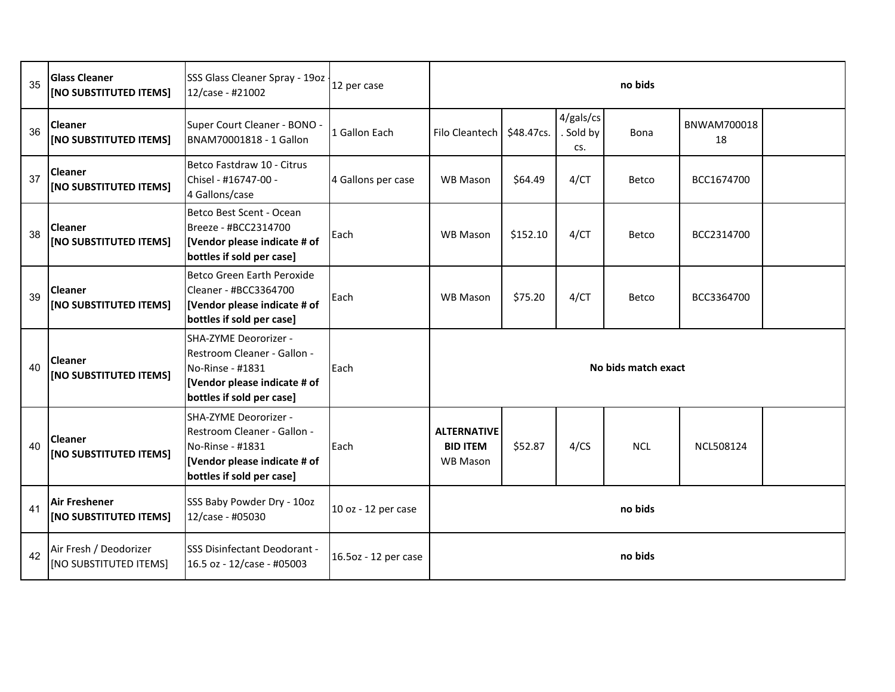| | | | | | | | | | |
|---|---|---|---|---|---|---|---|---|---|
| 35 | **Glass Cleaner** **[NO SUBSTITUTED ITEMS]** | SSS Glass Cleaner Spray - 19oz - 12/case - #21002 | 12 per case | **no bids** | | | | | |
| 36 | **Cleaner** **[NO SUBSTITUTED ITEMS]** | Super Court Cleaner - BONO - BNAM70001818 - 1 Gallon | 1 Gallon Each | Filo Cleantech | $48.47cs. | 4/gals/cs. Sold by cs. | Bona | BNWAM70001818 | |
| 37 | **Cleaner** **[NO SUBSTITUTED ITEMS]** | Betco Fastdraw 10 - Citrus Chisel - #16747-00 - 4 Gallons/case | 4 Gallons per case | WB Mason | $64.49 | 4/CT | Betco | BCC1674700 | |
| 38 | **Cleaner** **[NO SUBSTITUTED ITEMS]** | Betco Best Scent - Ocean Breeze - #BCC2314700 **[Vendor please indicate # of bottles if sold per case]** | Each | WB Mason | $152.10 | 4/CT | Betco | BCC2314700 | |
| 39 | **Cleaner** **[NO SUBSTITUTED ITEMS]** | Betco Green Earth Peroxide Cleaner - #BCC3364700 **[Vendor please indicate # of bottles if sold per case]** | Each | WB Mason | $75.20 | 4/CT | Betco | BCC3364700 | |
| 40 | **Cleaner** **[NO SUBSTITUTED ITEMS]** | SHA-ZYME Deororizer - Restroom Cleaner - Gallon - No-Rinse - #1831 **[Vendor please indicate # of bottles if sold per case]** | Each | **No bids match exact** | | | | | |
| 40 | **Cleaner** **[NO SUBSTITUTED ITEMS]** | SHA-ZYME Deororizer - Restroom Cleaner - Gallon - No-Rinse - #1831 **[Vendor please indicate # of bottles if sold per case]** | Each | **ALTERNATIVE BID ITEM** WB Mason | $52.87 | 4/CS | NCL | NCL508124 | |
| 41 | **Air Freshener** **[NO SUBSTITUTED ITEMS]** | SSS Baby Powder Dry - 10oz 12/case - #05030 | 10 oz - 12 per case | **no bids** | | | | | |
| 42 | Air Fresh / Deodorizer [NO SUBSTITUTED ITEMS] | SSS Disinfectant Deodorant - 16.5 oz - 12/case - #05003 | 16.5oz - 12 per case | **no bids** | | | | | |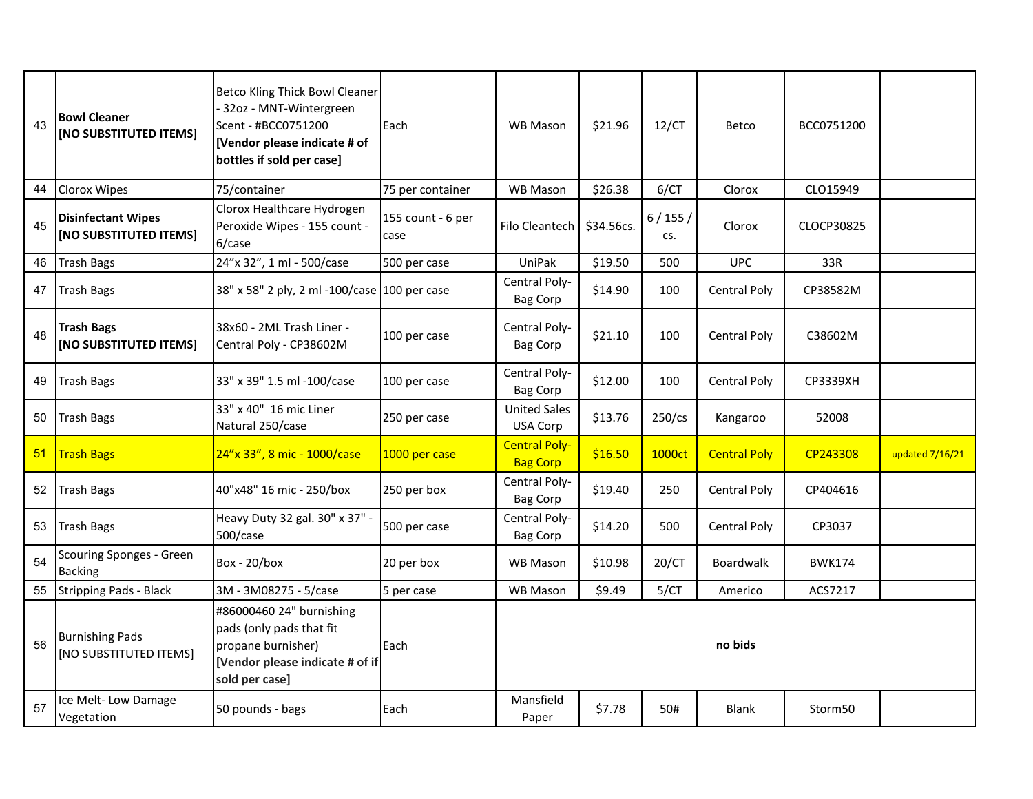| | | | | | | | | | |
|---|---|---|---|---|---|---|---|---|---|
| 43 | **Bowl Cleaner [NO SUBSTITUTED ITEMS]** | Betco Kling Thick Bowl Cleaner - 32oz - MNT-Wintergreen Scent - #BCC0751200 **[Vendor please indicate # of bottles if sold per case]** | Each | WB Mason | $21.96 | 12/CT | Betco | BCC0751200 | |
| 44 | Clorox Wipes | 75/container | 75 per container | WB Mason | $26.38 | 6/CT | Clorox | CLO15949 | |
| 45 | **Disinfectant Wipes [NO SUBSTITUTED ITEMS]** | Clorox Healthcare Hydrogen Peroxide Wipes - 155 count - 6/case | 155 count - 6 per case | Filo Cleantech | $34.56cs. | 6 / 155 / cs. | Clorox | CLOCP30825 | |
| 46 | Trash Bags | 24"x 32", 1 ml - 500/case | 500 per case | UniPak | $19.50 | 500 | UPC | 33R | |
| 47 | Trash Bags | 38" x 58" 2 ply, 2 ml -100/case | 100 per case | Central Poly-Bag Corp | $14.90 | 100 | Central Poly | CP38582M | |
| 48 | **Trash Bags [NO SUBSTITUTED ITEMS]** | 38x60 - 2ML Trash Liner - Central Poly - CP38602M | 100 per case | Central Poly-Bag Corp | $21.10 | 100 | Central Poly | C38602M | |
| 49 | Trash Bags | 33" x 39" 1.5 ml -100/case | 100 per case | Central Poly-Bag Corp | $12.00 | 100 | Central Poly | CP3339XH | |
| 50 | Trash Bags | 33" x 40" 16 mic Liner Natural 250/case | 250 per case | United Sales USA Corp | $13.76 | 250/cs | Kangaroo | 52008 | |
| 51 | Trash Bags | 24"x 33", 8 mic - 1000/case | 1000 per case | Central Poly-Bag Corp | $16.50 | 1000ct | Central Poly | CP243308 | updated 7/16/21 |
| 52 | Trash Bags | 40"x48" 16 mic - 250/box | 250 per box | Central Poly-Bag Corp | $19.40 | 250 | Central Poly | CP404616 | |
| 53 | Trash Bags | Heavy Duty 32 gal. 30" x 37" - 500/case | 500 per case | Central Poly-Bag Corp | $14.20 | 500 | Central Poly | CP3037 | |
| 54 | Scouring Sponges - Green Backing | Box - 20/box | 20 per box | WB Mason | $10.98 | 20/CT | Boardwalk | BWK174 | |
| 55 | Stripping Pads - Black | 3M - 3M08275 - 5/case | 5 per case | WB Mason | $9.49 | 5/CT | Americo | ACS7217 | |
| 56 | Burnishing Pads [NO SUBSTITUTED ITEMS] | #86000460 24" burnishing pads (only pads that fit propane burnisher) **[Vendor please indicate # of if sold per case]** | Each | **no bids** | | | | | |
| 57 | Ice Melt- Low Damage Vegetation | 50 pounds - bags | Each | Mansfield Paper | $7.78 | 50# | Blank | Storm50 | |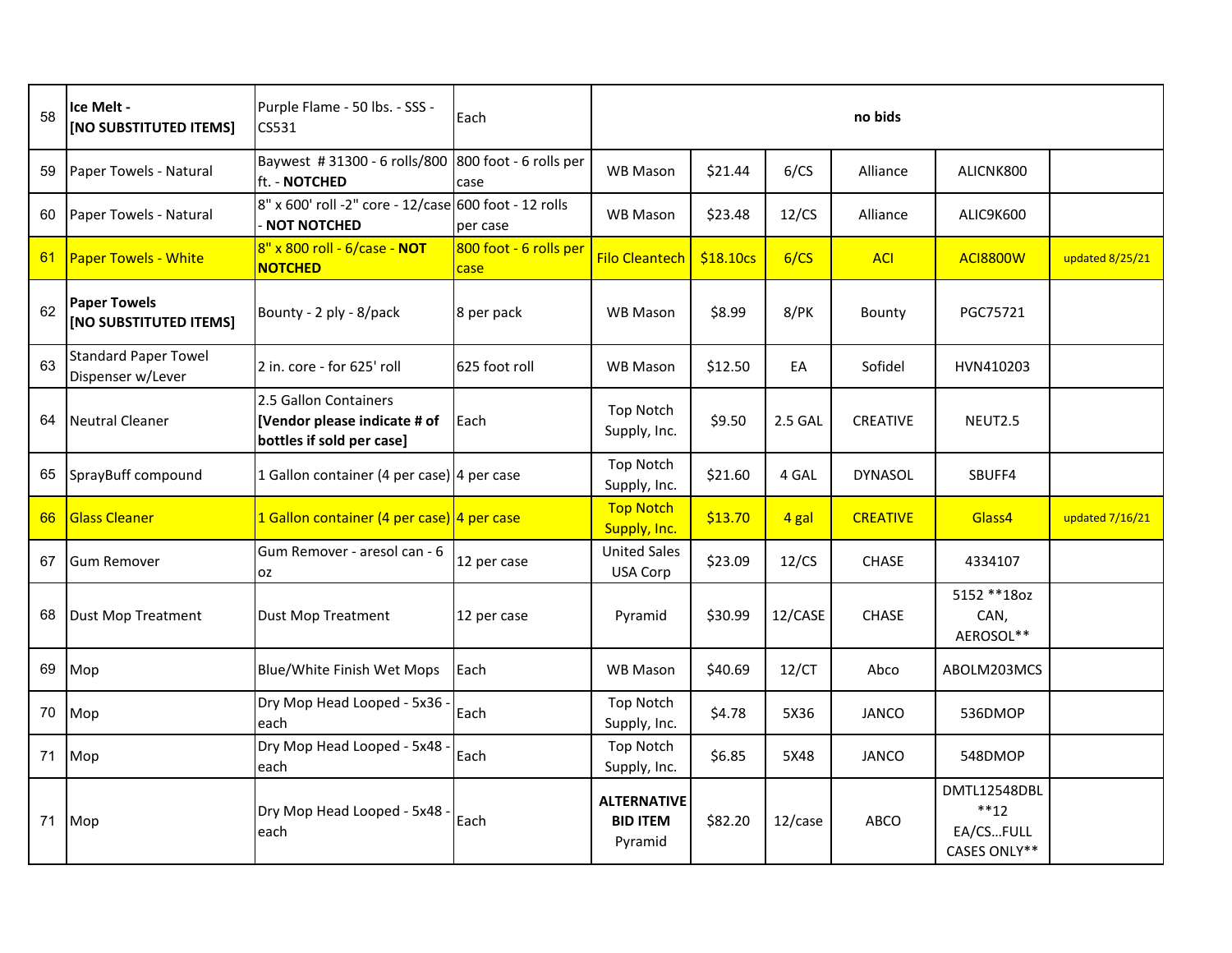| | | | | | | | | | |
|---|---|---|---|---|---|---|---|---|---|
| 58 | **Ice Melt - [NO SUBSTITUTED ITEMS]** | Purple Flame - 50 lbs. - SSS - CS531 | Each | **no bids** | | | | | |
| 59 | Paper Towels - Natural | Baywest # 31300 - 6 rolls/800 ft. - **NOTCHED** | 800 foot - 6 rolls per case | WB Mason | $21.44 | 6/CS | Alliance | ALICNK800 | |
| 60 | Paper Towels - Natural | 8" x 600' roll -2" core - 12/case - **NOT NOTCHED** | 600 foot - 12 rolls per case | WB Mason | $23.48 | 12/CS | Alliance | ALIC9K600 | |
| 61 | Paper Towels - White | 8" x 800 roll - 6/case - **NOT NOTCHED** | 800 foot - 6 rolls per case | Filo Cleantech | $18.10cs | 6/CS | ACI | ACI8800W | updated 8/25/21 |
| 62 | **Paper Towels [NO SUBSTITUTED ITEMS]** | Bounty - 2 ply - 8/pack | 8 per pack | WB Mason | $8.99 | 8/PK | Bounty | PGC75721 | |
| 63 | Standard Paper Towel Dispenser w/Lever | 2 in. core - for 625' roll | 625 foot roll | WB Mason | $12.50 | EA | Sofidel | HVN410203 | |
| 64 | Neutral Cleaner | 2.5 Gallon Containers **[Vendor please indicate # of bottles if sold per case]** | Each | Top Notch Supply, Inc. | $9.50 | 2.5 GAL | CREATIVE | NEUT2.5 | |
| 65 | SprayBuff compound | 1 Gallon container (4 per case) | 4 per case | Top Notch Supply, Inc. | $21.60 | 4 GAL | DYNASOL | SBUFF4 | |
| 66 | Glass Cleaner | 1 Gallon container (4 per case) | 4 per case | Top Notch Supply, Inc. | $13.70 | 4 gal | CREATIVE | Glass4 | updated 7/16/21 |
| 67 | Gum Remover | Gum Remover - aresol can - 6 oz | 12 per case | United Sales USA Corp | $23.09 | 12/CS | CHASE | 4334107 | |
| 68 | Dust Mop Treatment | Dust Mop Treatment | 12 per case | Pyramid | $30.99 | 12/CASE | CHASE | 5152 **18oz CAN, AEROSOL** | |
| 69 | Mop | Blue/White Finish Wet Mops | Each | WB Mason | $40.69 | 12/CT | Abco | ABOLM203MCS | |
| 70 | Mop | Dry Mop Head Looped - 5x36 - each | Each | Top Notch Supply, Inc. | $4.78 | 5X36 | JANCO | 536DMOP | |
| 71 | Mop | Dry Mop Head Looped - 5x48 - each | Each | Top Notch Supply, Inc. | $6.85 | 5X48 | JANCO | 548DMOP | |
| 71 | Mop | Dry Mop Head Looped - 5x48 - each | Each | **ALTERNATIVE BID ITEM** Pyramid | $82.20 | 12/case | ABCO | DMTL12548DBL **12 EA/CS...FULL CASES ONLY** | |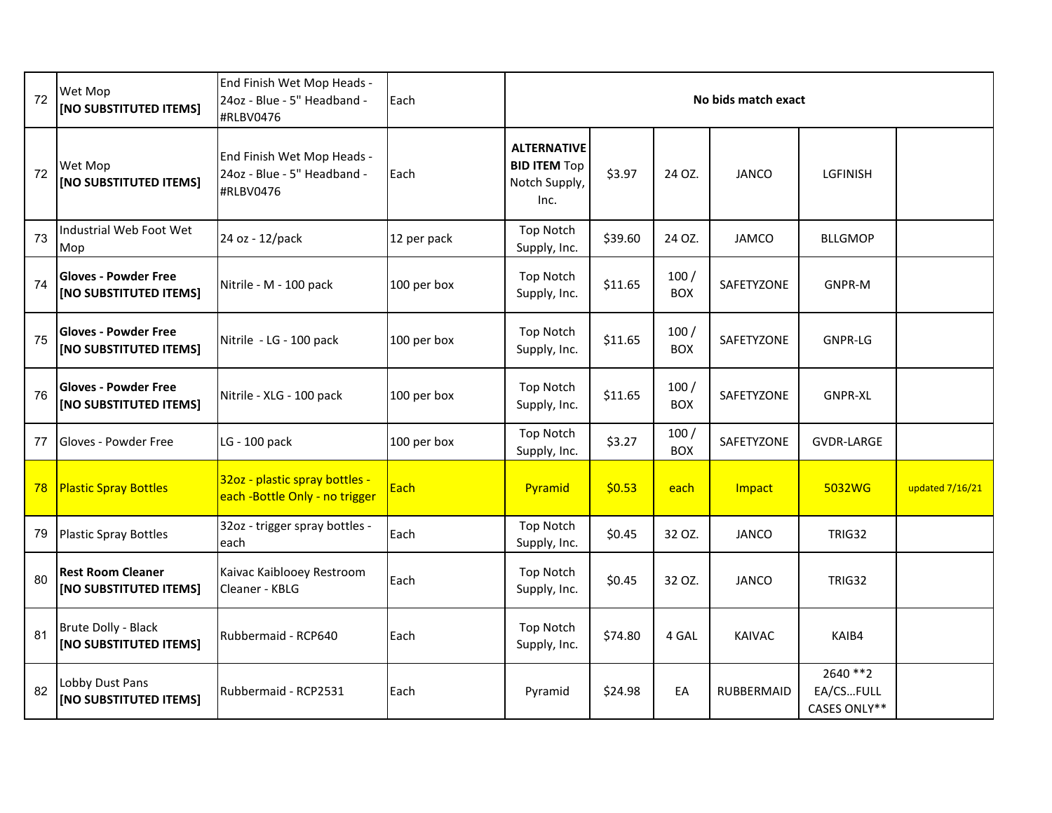| 72 | Wet Mop **[NO SUBSTITUTED ITEMS]** | End Finish Wet Mop Heads - 24oz - Blue - 5" Headband - #RLBV0476 | Each | **No bids match exact** | | | | | |
|---|---|---|---|---|---|---|---|---|---|
| 72 | Wet Mop **[NO SUBSTITUTED ITEMS]** | End Finish Wet Mop Heads - 24oz - Blue - 5" Headband - #RLBV0476 | Each | **ALTERNATIVE BID ITEM** Top Notch Supply, Inc. | $3.97 | 24 OZ. | JANCO | LGFINISH | |
| 73 | Industrial Web Foot Wet Mop | 24 oz - 12/pack | 12 per pack | Top Notch Supply, Inc. | $39.60 | 24 OZ. | JAMCO | BLLGMOP | |
| 74 | **Gloves - Powder Free [NO SUBSTITUTED ITEMS]** | Nitrile - M - 100 pack | 100 per box | Top Notch Supply, Inc. | $11.65 | 100 / BOX | SAFETYZONE | GNPR-M | |
| 75 | **Gloves - Powder Free [NO SUBSTITUTED ITEMS]** | Nitrile - LG - 100 pack | 100 per box | Top Notch Supply, Inc. | $11.65 | 100 / BOX | SAFETYZONE | GNPR-LG | |
| 76 | **Gloves - Powder Free [NO SUBSTITUTED ITEMS]** | Nitrile - XLG - 100 pack | 100 per box | Top Notch Supply, Inc. | $11.65 | 100 / BOX | SAFETYZONE | GNPR-XL | |
| 77 | Gloves - Powder Free | LG - 100 pack | 100 per box | Top Notch Supply, Inc. | $3.27 | 100 / BOX | SAFETYZONE | GVDR-LARGE | |
| 78 | Plastic Spray Bottles | 32oz - plastic spray bottles - each -Bottle Only - no trigger | Each | Pyramid | $0.53 | each | Impact | 5032WG | updated 7/16/21 |
| 79 | Plastic Spray Bottles | 32oz - trigger spray bottles - each | Each | Top Notch Supply, Inc. | $0.45 | 32 OZ. | JANCO | TRIG32 | |
| 80 | **Rest Room Cleaner [NO SUBSTITUTED ITEMS]** | Kaivac Kaiblooey Restroom Cleaner - KBLG | Each | Top Notch Supply, Inc. | $0.45 | 32 OZ. | JANCO | TRIG32 | |
| 81 | Brute Dolly - Black **[NO SUBSTITUTED ITEMS]** | Rubbermaid - RCP640 | Each | Top Notch Supply, Inc. | $74.80 | 4 GAL | KAIVAC | KAIB4 | |
| 82 | Lobby Dust Pans **[NO SUBSTITUTED ITEMS]** | Rubbermaid - RCP2531 | Each | Pyramid | $24.98 | EA | RUBBERMAID | 2640 **2 EA/CS...FULL CASES ONLY** | |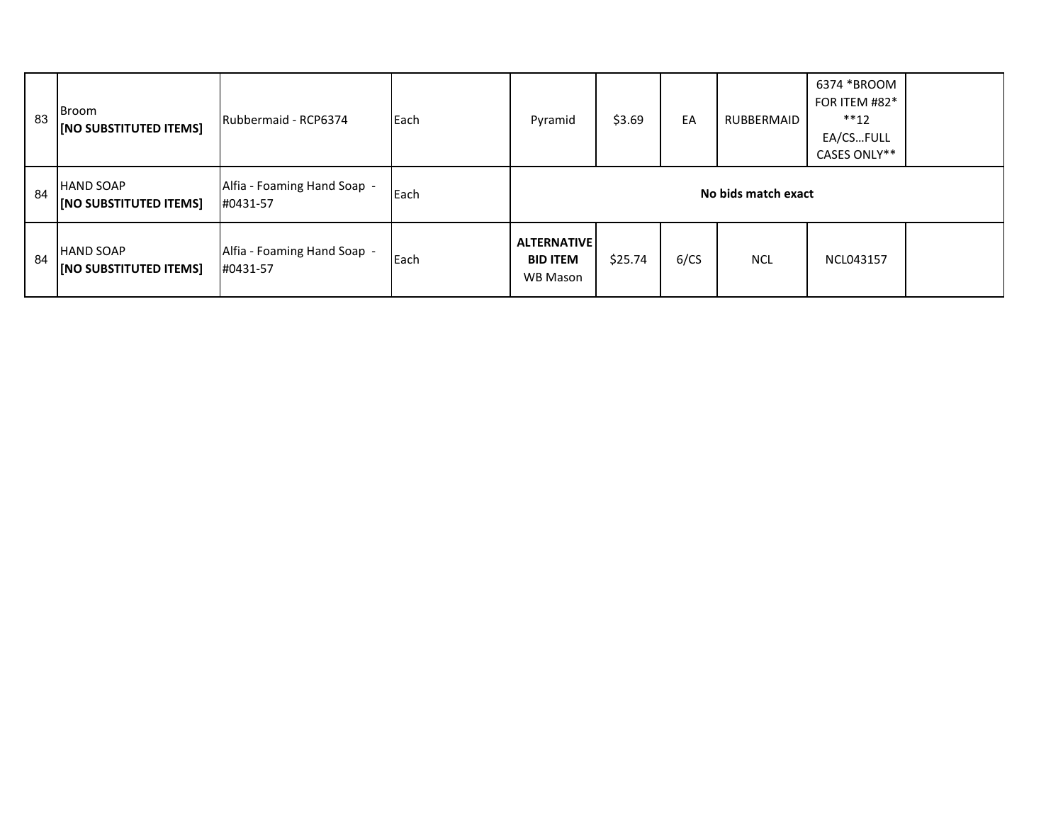| | | | | | | | | | |
|---|---|---|---|---|---|---|---|---|---|
| 83 | Broom **[NO SUBSTITUTED ITEMS]** | Rubbermaid - RCP6374 | Each | Pyramid | $3.69 | EA | RUBBERMAID | 6374 *BROOM FOR ITEM #82* **12 EA/CS...FULL CASES ONLY** | |
| 84 | HAND SOAP **[NO SUBSTITUTED ITEMS]** | Alfia - Foaming Hand Soap - #0431-57 | Each | **No bids match exact** | | | | | |
| 84 | HAND SOAP **[NO SUBSTITUTED ITEMS]** | Alfia - Foaming Hand Soap - #0431-57 | Each | **ALTERNATIVE BID ITEM** WB Mason | $25.74 | 6/CS | NCL | NCL043157 | |